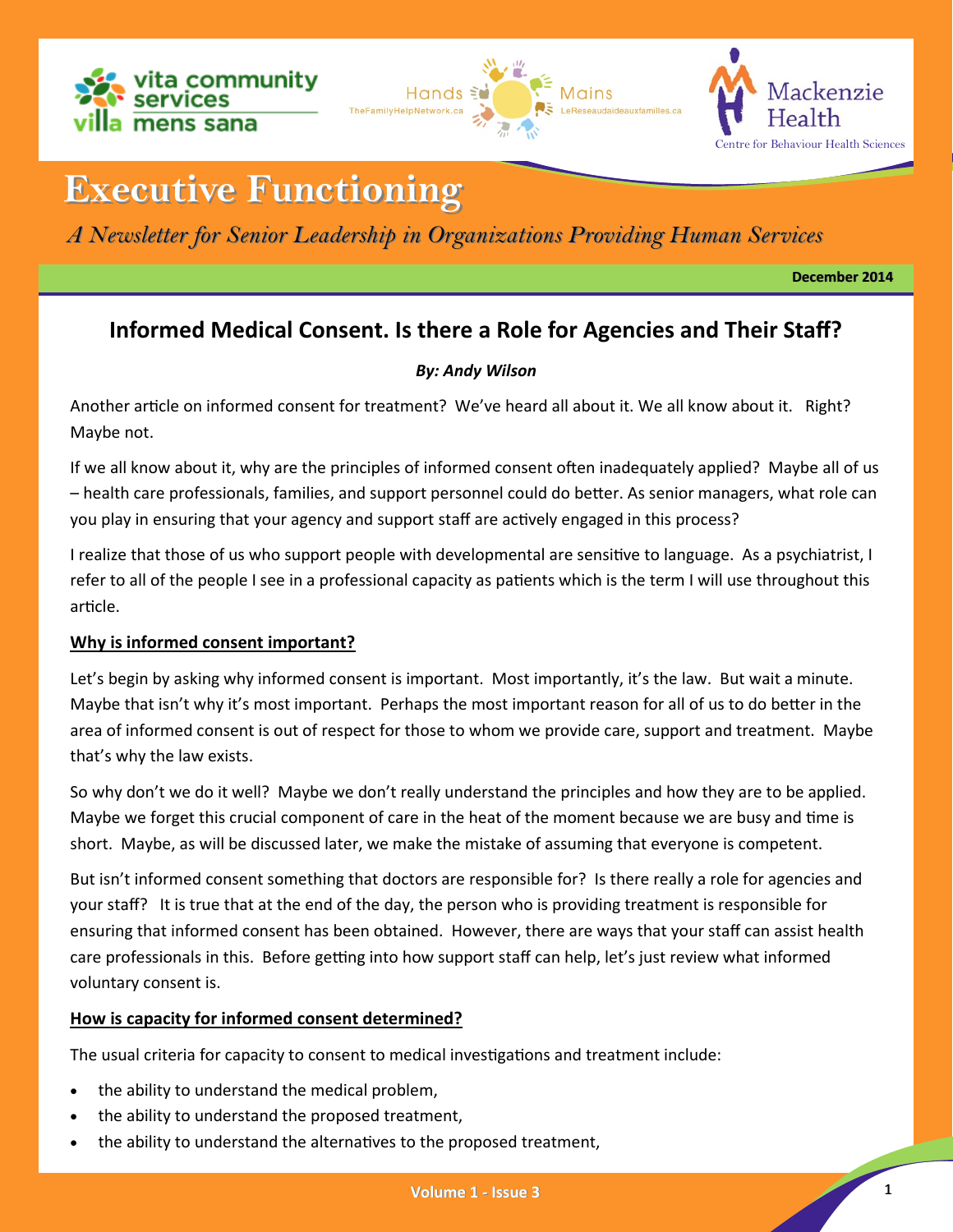# Executive Functioning

*A Newsletter for Senior Leadership in Organizations Providing Human Services*

**December 2014**

## Informed Medical Consent. Is there a Role for Agencies and Their Staff?

***By: Andy Wilson***

Another article on informed consent for treatment? We've heard all about it. We all know about it. Right? Maybe not.

If we all know about it, why are the principles of informed consent often inadequately applied? Maybe all of us – health care professionals, families, and support personnel could do better. As senior managers, what role can you play in ensuring that your agency and support staff are actively engaged in this process?

I realize that those of us who support people with developmental are sensitive to language. As a psychiatrist, I refer to all of the people I see in a professional capacity as patients which is the term I will use throughout this article.

**Why is informed consent important?**

Let's begin by asking why informed consent is important. Most importantly, it's the law. But wait a minute. Maybe that isn't why it's most important. Perhaps the most important reason for all of us to do better in the area of informed consent is out of respect for those to whom we provide care, support and treatment. Maybe that's why the law exists.

So why don't we do it well? Maybe we don't really understand the principles and how they are to be applied. Maybe we forget this crucial component of care in the heat of the moment because we are busy and time is short. Maybe, as will be discussed later, we make the mistake of assuming that everyone is competent.

But isn't informed consent something that doctors are responsible for? Is there really a role for agencies and your staff? It is true that at the end of the day, the person who is providing treatment is responsible for ensuring that informed consent has been obtained. However, there are ways that your staff can assist health care professionals in this. Before getting into how support staff can help, let's just review what informed voluntary consent is.

**How is capacity for informed consent determined?**

The usual criteria for capacity to consent to medical investigations and treatment include:

- the ability to understand the medical problem,
- the ability to understand the proposed treatment,
- the ability to understand the alternatives to the proposed treatment,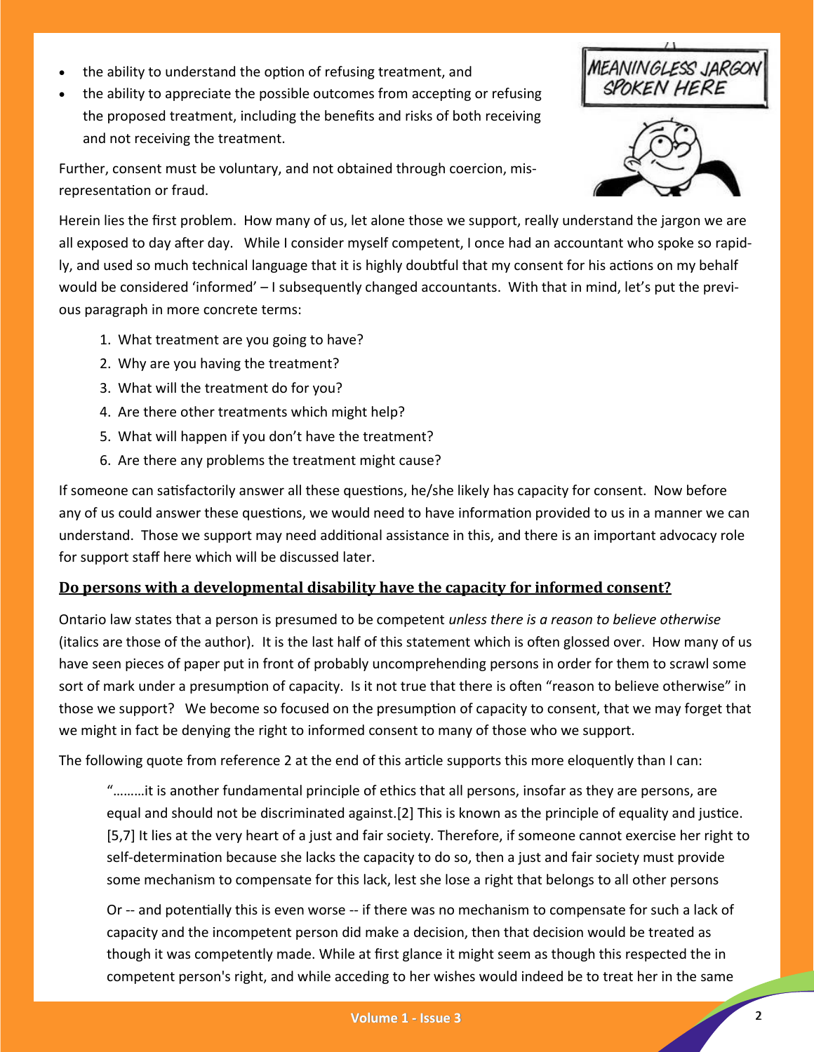- the ability to understand the option of refusing treatment, and
- the ability to appreciate the possible outcomes from accepting or refusing the proposed treatment, including the benefits and risks of both receiving and not receiving the treatment.

Further, consent must be voluntary, and not obtained through coercion, misrepresentation or fraud.

Herein lies the first problem. How many of us, let alone those we support, really understand the jargon we are all exposed to day after day. While I consider myself competent, I once had an accountant who spoke so rapidly, and used so much technical language that it is highly doubtful that my consent for his actions on my behalf would be considered 'informed' – I subsequently changed accountants. With that in mind, let's put the previous paragraph in more concrete terms:

1. What treatment are you going to have?
2. Why are you having the treatment?
3. What will the treatment do for you?
4. Are there other treatments which might help?
5. What will happen if you don't have the treatment?
6. Are there any problems the treatment might cause?

If someone can satisfactorily answer all these questions, he/she likely has capacity for consent. Now before any of us could answer these questions, we would need to have information provided to us in a manner we can understand. Those we support may need additional assistance in this, and there is an important advocacy role for support staff here which will be discussed later.

## Do persons with a developmental disability have the capacity for informed consent?

Ontario law states that a person is presumed to be competent *unless there is a reason to believe otherwise* (italics are those of the author). It is the last half of this statement which is often glossed over. How many of us have seen pieces of paper put in front of probably uncomprehending persons in order for them to scrawl some sort of mark under a presumption of capacity. Is it not true that there is often "reason to believe otherwise" in those we support? We become so focused on the presumption of capacity to consent, that we may forget that we might in fact be denying the right to informed consent to many of those who we support.

The following quote from reference 2 at the end of this article supports this more eloquently than I can:

> "………it is another fundamental principle of ethics that all persons, insofar as they are persons, are equal and should not be discriminated against.[2] This is known as the principle of equality and justice.[5,7] It lies at the very heart of a just and fair society. Therefore, if someone cannot exercise her right to self-determination because she lacks the capacity to do so, then a just and fair society must provide some mechanism to compensate for this lack, lest she lose a right that belongs to all other persons
>
> Or -- and potentially this is even worse -- if there was no mechanism to compensate for such a lack of capacity and the incompetent person did make a decision, then that decision would be treated as though it was competently made. While at first glance it might seem as though this respected the in competent person's right, and while acceding to her wishes would indeed be to treat her in the same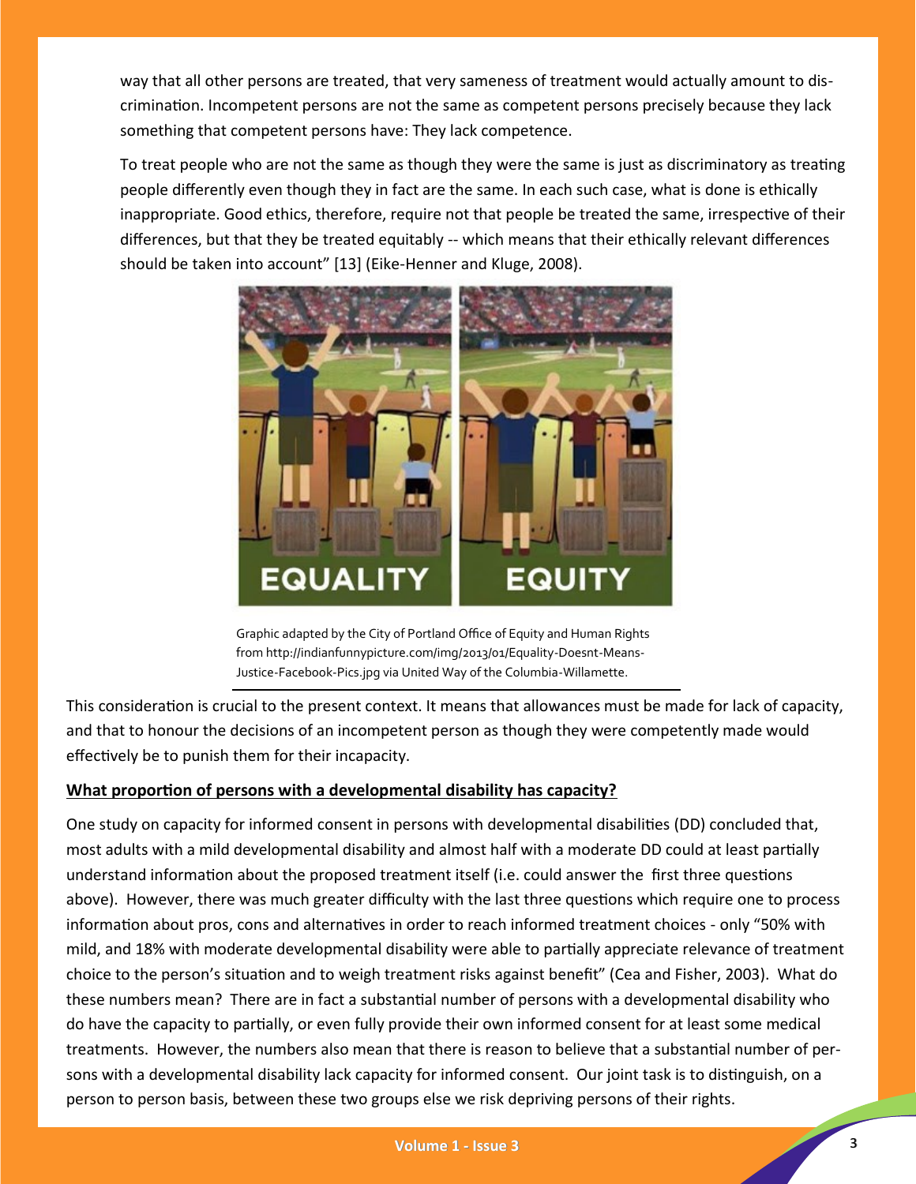way that all other persons are treated, that very sameness of treatment would actually amount to discrimination. Incompetent persons are not the same as competent persons precisely because they lack something that competent persons have: They lack competence.

To treat people who are not the same as though they were the same is just as discriminatory as treating people differently even though they in fact are the same. In each such case, what is done is ethically inappropriate. Good ethics, therefore, require not that people be treated the same, irrespective of their differences, but that they be treated equitably -- which means that their ethically relevant differences should be taken into account" [13] (Eike-Henner and Kluge, 2008).

Graphic adapted by the City of Portland Office of Equity and Human Rights from http://indianfunnypicture.com/img/2013/01/Equality-Doesnt-Means-Justice-Facebook-Pics.jpg via United Way of the Columbia-Willamette.

This consideration is crucial to the present context. It means that allowances must be made for lack of capacity, and that to honour the decisions of an incompetent person as though they were competently made would effectively be to punish them for their incapacity.

**What proportion of persons with a developmental disability has capacity?**

One study on capacity for informed consent in persons with developmental disabilities (DD) concluded that, most adults with a mild developmental disability and almost half with a moderate DD could at least partially understand information about the proposed treatment itself (i.e. could answer the first three questions above). However, there was much greater difficulty with the last three questions which require one to process information about pros, cons and alternatives in order to reach informed treatment choices - only "50% with mild, and 18% with moderate developmental disability were able to partially appreciate relevance of treatment choice to the person's situation and to weigh treatment risks against benefit" (Cea and Fisher, 2003). What do these numbers mean? There are in fact a substantial number of persons with a developmental disability who do have the capacity to partially, or even fully provide their own informed consent for at least some medical treatments. However, the numbers also mean that there is reason to believe that a substantial number of persons with a developmental disability lack capacity for informed consent. Our joint task is to distinguish, on a person to person basis, between these two groups else we risk depriving persons of their rights.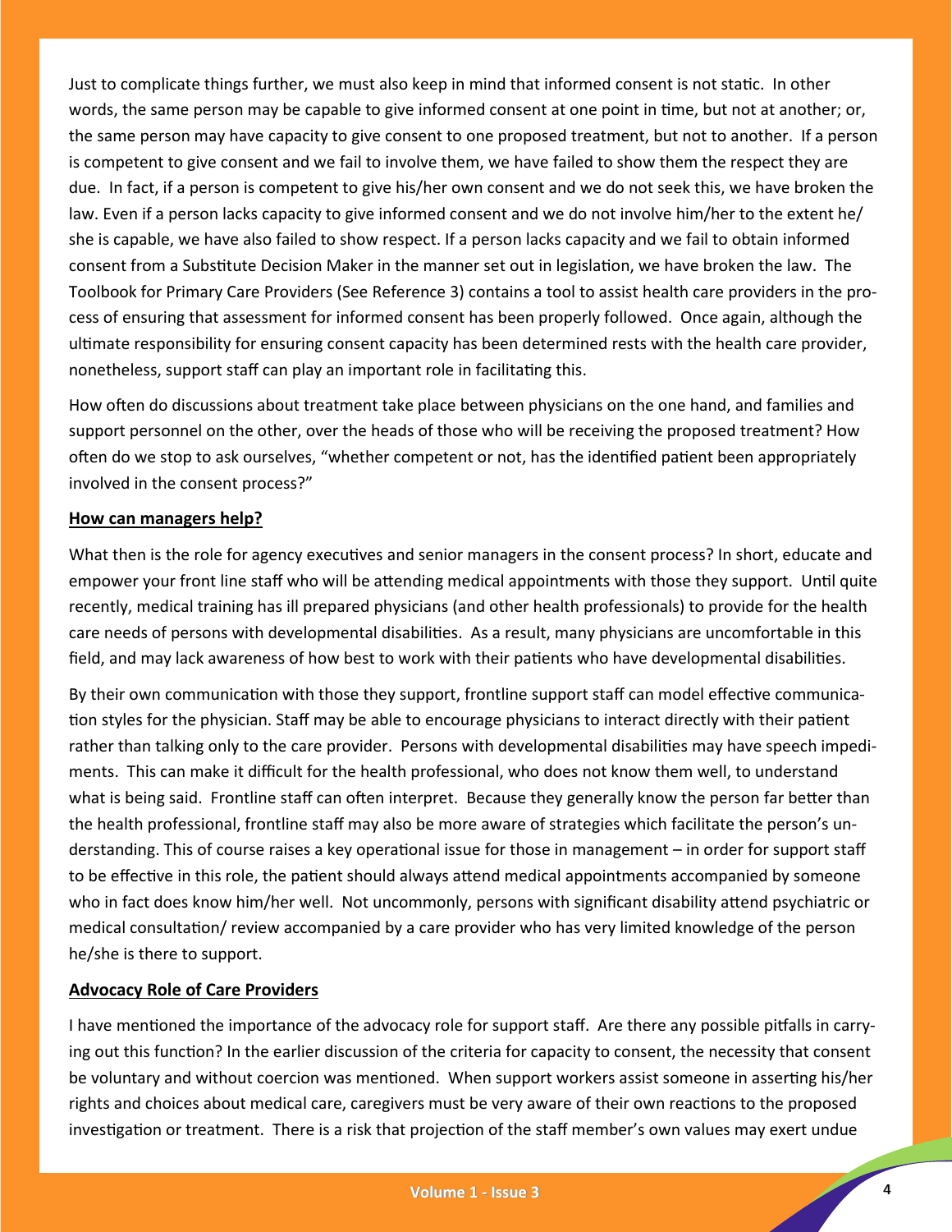Just to complicate things further, we must also keep in mind that informed consent is not static. In other words, the same person may be capable to give informed consent at one point in time, but not at another; or, the same person may have capacity to give consent to one proposed treatment, but not to another. If a person is competent to give consent and we fail to involve them, we have failed to show them the respect they are due. In fact, if a person is competent to give his/her own consent and we do not seek this, we have broken the law. Even if a person lacks capacity to give informed consent and we do not involve him/her to the extent he/she is capable, we have also failed to show respect. If a person lacks capacity and we fail to obtain informed consent from a Substitute Decision Maker in the manner set out in legislation, we have broken the law. The Toolbook for Primary Care Providers (See Reference 3) contains a tool to assist health care providers in the process of ensuring that assessment for informed consent has been properly followed. Once again, although the ultimate responsibility for ensuring consent capacity has been determined rests with the health care provider, nonetheless, support staff can play an important role in facilitating this.

How often do discussions about treatment take place between physicians on the one hand, and families and support personnel on the other, over the heads of those who will be receiving the proposed treatment? How often do we stop to ask ourselves, "whether competent or not, has the identified patient been appropriately involved in the consent process?"

**How can managers help?**

What then is the role for agency executives and senior managers in the consent process? In short, educate and empower your front line staff who will be attending medical appointments with those they support. Until quite recently, medical training has ill prepared physicians (and other health professionals) to provide for the health care needs of persons with developmental disabilities. As a result, many physicians are uncomfortable in this field, and may lack awareness of how best to work with their patients who have developmental disabilities.

By their own communication with those they support, frontline support staff can model effective communication styles for the physician. Staff may be able to encourage physicians to interact directly with their patient rather than talking only to the care provider. Persons with developmental disabilities may have speech impediments. This can make it difficult for the health professional, who does not know them well, to understand what is being said. Frontline staff can often interpret. Because they generally know the person far better than the health professional, frontline staff may also be more aware of strategies which facilitate the person's understanding. This of course raises a key operational issue for those in management – in order for support staff to be effective in this role, the patient should always attend medical appointments accompanied by someone who in fact does know him/her well. Not uncommonly, persons with significant disability attend psychiatric or medical consultation/ review accompanied by a care provider who has very limited knowledge of the person he/she is there to support.

**Advocacy Role of Care Providers**

I have mentioned the importance of the advocacy role for support staff. Are there any possible pitfalls in carrying out this function? In the earlier discussion of the criteria for capacity to consent, the necessity that consent be voluntary and without coercion was mentioned. When support workers assist someone in asserting his/her rights and choices about medical care, caregivers must be very aware of their own reactions to the proposed investigation or treatment. There is a risk that projection of the staff member's own values may exert undue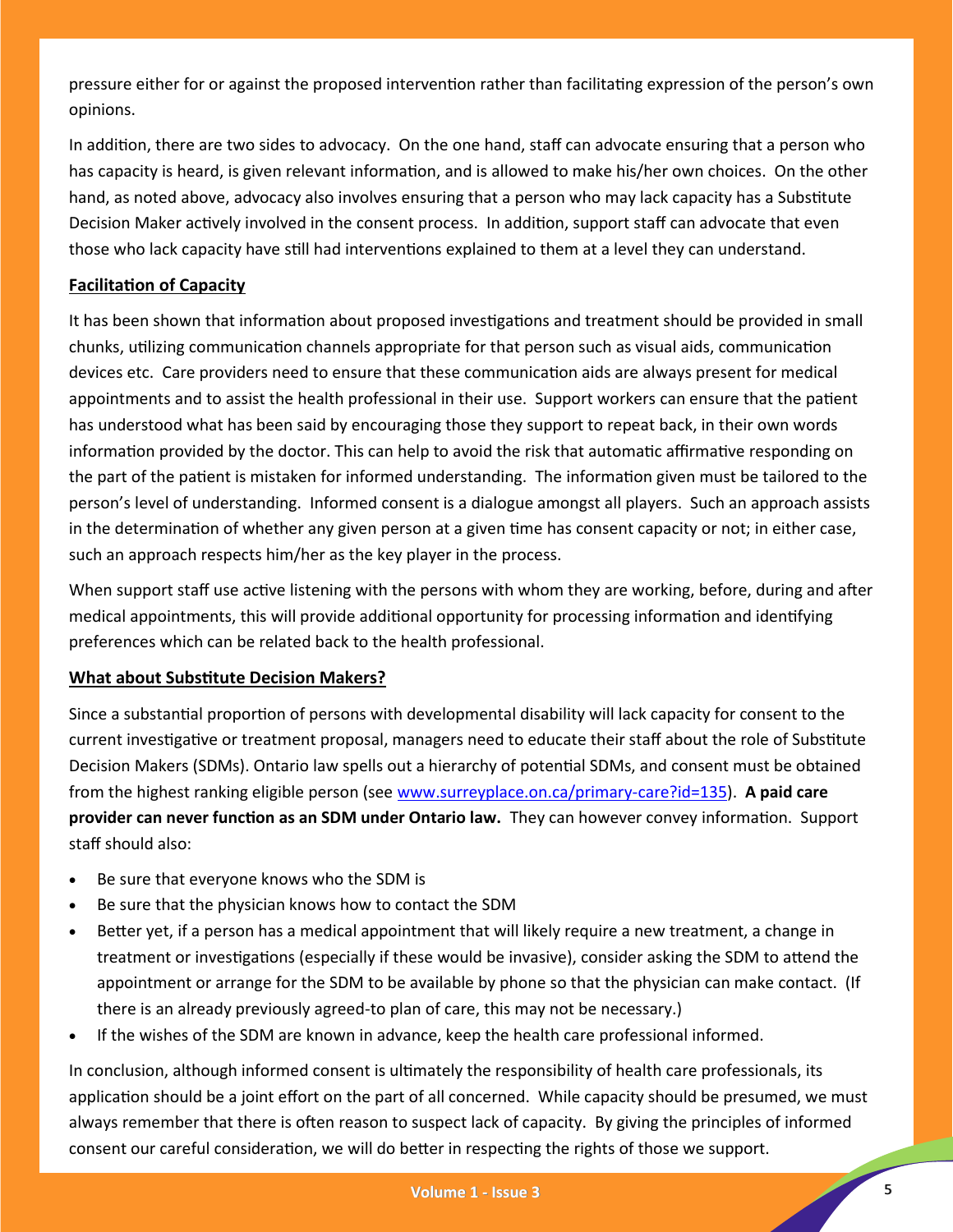pressure either for or against the proposed intervention rather than facilitating expression of the person's own opinions.

In addition, there are two sides to advocacy. On the one hand, staff can advocate ensuring that a person who has capacity is heard, is given relevant information, and is allowed to make his/her own choices. On the other hand, as noted above, advocacy also involves ensuring that a person who may lack capacity has a Substitute Decision Maker actively involved in the consent process. In addition, support staff can advocate that even those who lack capacity have still had interventions explained to them at a level they can understand.

## Facilitation of Capacity

It has been shown that information about proposed investigations and treatment should be provided in small chunks, utilizing communication channels appropriate for that person such as visual aids, communication devices etc. Care providers need to ensure that these communication aids are always present for medical appointments and to assist the health professional in their use. Support workers can ensure that the patient has understood what has been said by encouraging those they support to repeat back, in their own words information provided by the doctor. This can help to avoid the risk that automatic affirmative responding on the part of the patient is mistaken for informed understanding. The information given must be tailored to the person's level of understanding. Informed consent is a dialogue amongst all players. Such an approach assists in the determination of whether any given person at a given time has consent capacity or not; in either case, such an approach respects him/her as the key player in the process.

When support staff use active listening with the persons with whom they are working, before, during and after medical appointments, this will provide additional opportunity for processing information and identifying preferences which can be related back to the health professional.

## What about Substitute Decision Makers?

Since a substantial proportion of persons with developmental disability will lack capacity for consent to the current investigative or treatment proposal, managers need to educate their staff about the role of Substitute Decision Makers (SDMs). Ontario law spells out a hierarchy of potential SDMs, and consent must be obtained from the highest ranking eligible person (see [www.surreyplace.on.ca/primary-care?id=135](www.surreyplace.on.ca/primary-care?id=135)). **A paid care provider can never function as an SDM under Ontario law.** They can however convey information. Support staff should also:

- Be sure that everyone knows who the SDM is
- Be sure that the physician knows how to contact the SDM
- Better yet, if a person has a medical appointment that will likely require a new treatment, a change in treatment or investigations (especially if these would be invasive), consider asking the SDM to attend the appointment or arrange for the SDM to be available by phone so that the physician can make contact. (If there is an already previously agreed-to plan of care, this may not be necessary.)
- If the wishes of the SDM are known in advance, keep the health care professional informed.

In conclusion, although informed consent is ultimately the responsibility of health care professionals, its application should be a joint effort on the part of all concerned. While capacity should be presumed, we must always remember that there is often reason to suspect lack of capacity. By giving the principles of informed consent our careful consideration, we will do better in respecting the rights of those we support.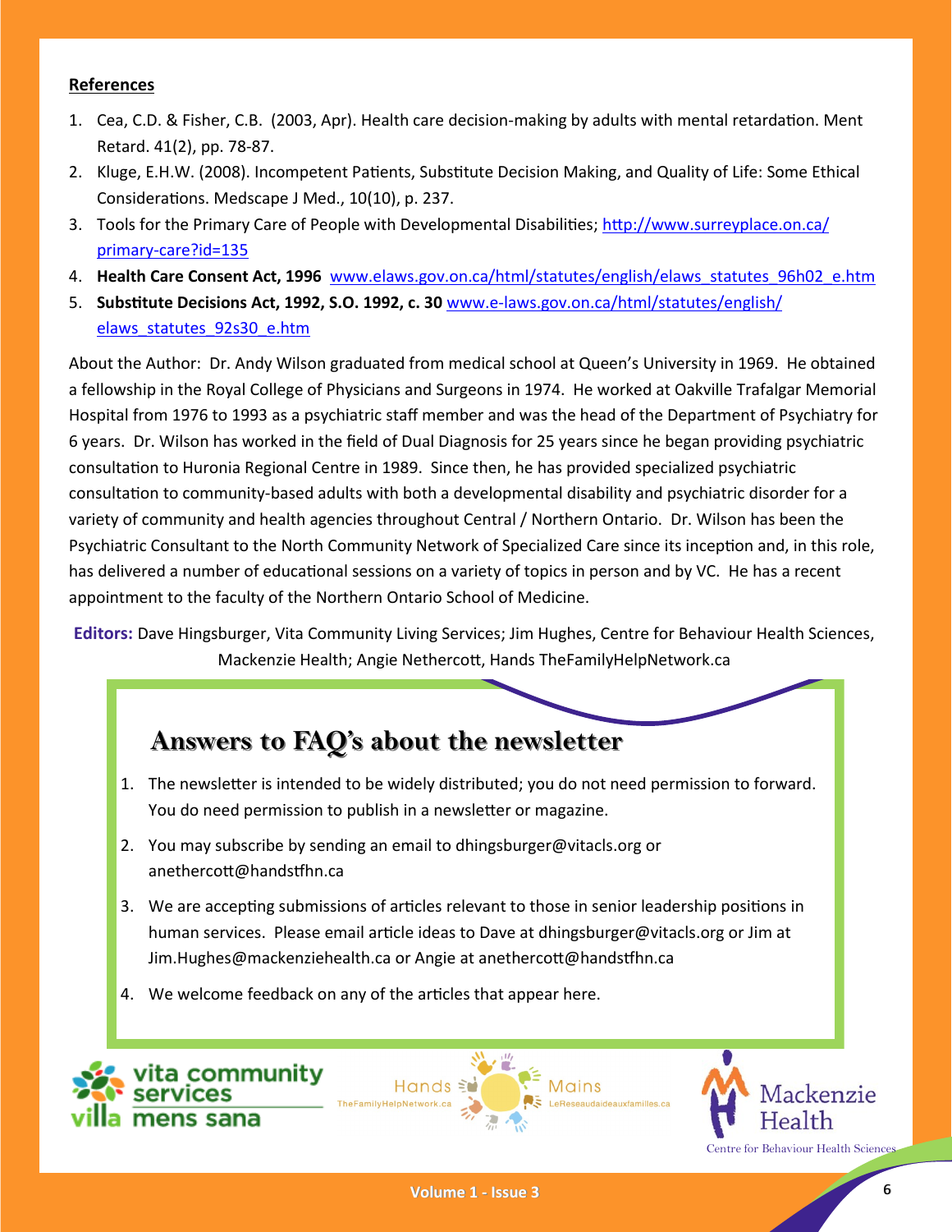**References**

1. Cea, C.D. & Fisher, C.B. (2003, Apr). Health care decision-making by adults with mental retardation. Ment Retard. 41(2), pp. 78-87.
2. Kluge, E.H.W. (2008). Incompetent Patients, Substitute Decision Making, and Quality of Life: Some Ethical Considerations. Medscape J Med., 10(10), p. 237.
3. Tools for the Primary Care of People with Developmental Disabilities; http://www.surreyplace.on.ca/primary-care?id=135
4. **Health Care Consent Act, 1996** www.elaws.gov.on.ca/html/statutes/english/elaws_statutes_96h02_e.htm
5. **Substitute Decisions Act, 1992, S.O. 1992, c. 30** www.e-laws.gov.on.ca/html/statutes/english/elaws_statutes_92s30_e.htm

About the Author: Dr. Andy Wilson graduated from medical school at Queen's University in 1969. He obtained a fellowship in the Royal College of Physicians and Surgeons in 1974. He worked at Oakville Trafalgar Memorial Hospital from 1976 to 1993 as a psychiatric staff member and was the head of the Department of Psychiatry for 6 years. Dr. Wilson has worked in the field of Dual Diagnosis for 25 years since he began providing psychiatric consultation to Huronia Regional Centre in 1989. Since then, he has provided specialized psychiatric consultation to community-based adults with both a developmental disability and psychiatric disorder for a variety of community and health agencies throughout Central / Northern Ontario. Dr. Wilson has been the Psychiatric Consultant to the North Community Network of Specialized Care since its inception and, in this role, has delivered a number of educational sessions on a variety of topics in person and by VC. He has a recent appointment to the faculty of the Northern Ontario School of Medicine.

**Editors:** Dave Hingsburger, Vita Community Living Services; Jim Hughes, Centre for Behaviour Health Sciences, Mackenzie Health; Angie Nethercott, Hands TheFamilyHelpNetwork.ca

## Answers to FAQ's about the newsletter

1. The newsletter is intended to be widely distributed; you do not need permission to forward. You do need permission to publish in a newsletter or magazine.
2. You may subscribe by sending an email to dhingsburger@vitacls.org or anethercott@handstfhn.ca
3. We are accepting submissions of articles relevant to those in senior leadership positions in human services. Please email article ideas to Dave at dhingsburger@vitacls.org or Jim at Jim.Hughes@mackenziehealth.ca or Angie at anethercott@handstfhn.ca
4. We welcome feedback on any of the articles that appear here.

vita community services villa mens sana

Hands TheFamilyHelpNetwork.ca Mains LeReseaudaideauxfamilles.ca

Mackenzie Health Centre for Behaviour Health Sciences